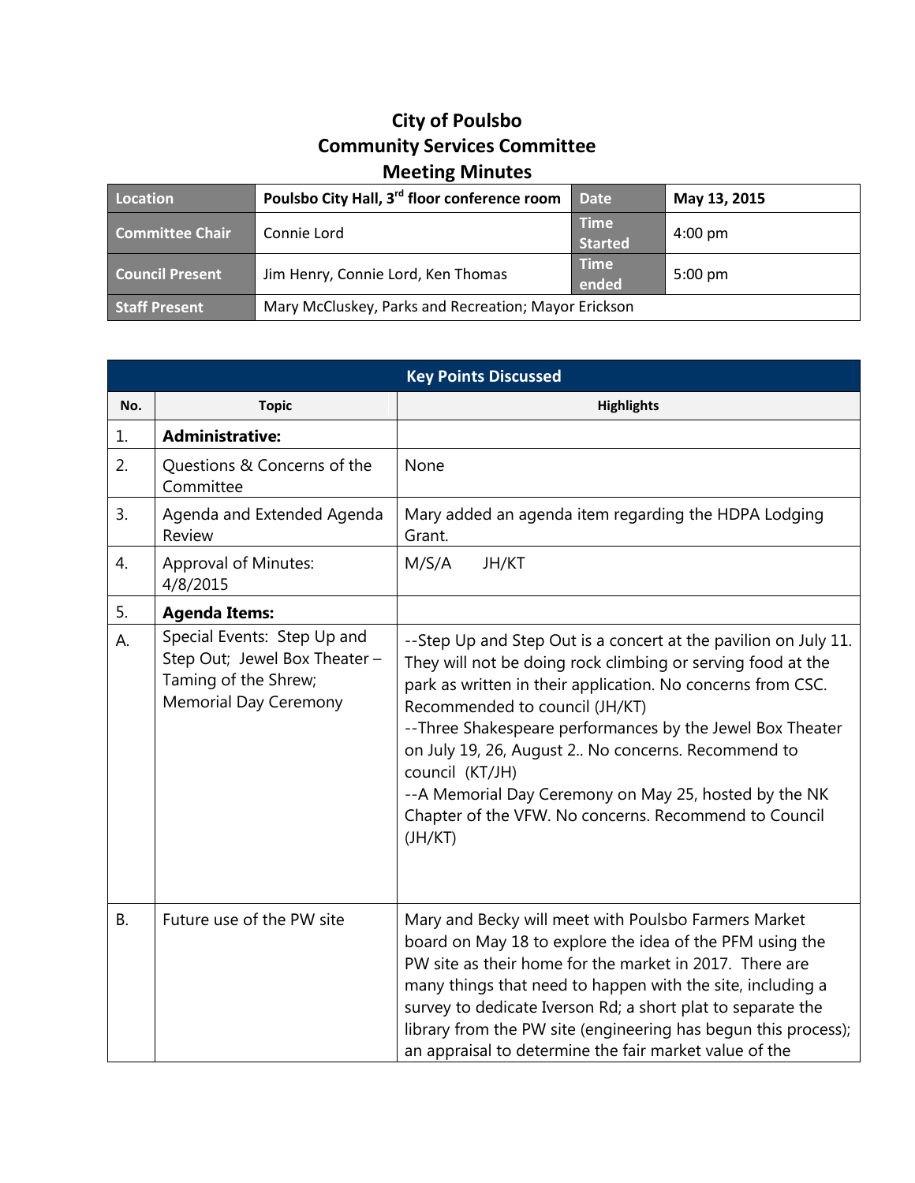# City of Poulsbo
# Community Services Committee
# Meeting Minutes

| Location | Poulsbo City Hall, 3rd floor conference room | Date | May 13, 2015 |
|---|---|---|---|
| Committee Chair | Connie Lord | Time Started | 4:00 pm |
| Council Present | Jim Henry, Connie Lord, Ken Thomas | Time ended | 5:00 pm |
| Staff Present | Mary McCluskey, Parks and Recreation; Mayor Erickson | | |

| Key Points Discussed | | |
|---|---|---|
| No. | Topic | Highlights |
| 1. | **Administrative:** | |
| 2. | Questions & Concerns of the Committee | None |
| 3. | Agenda and Extended Agenda Review | Mary added an agenda item regarding the HDPA Lodging Grant. |
| 4. | Approval of Minutes: 4/8/2015 | M/S/A JH/KT |
| 5. | **Agenda Items:** | |
| A. | Special Events: Step Up and Step Out; Jewel Box Theater – Taming of the Shrew; Memorial Day Ceremony | --Step Up and Step Out is a concert at the pavilion on July 11. They will not be doing rock climbing or serving food at the park as written in their application. No concerns from CSC. Recommended to council (JH/KT)<br>--Three Shakespeare performances by the Jewel Box Theater on July 19, 26, August 2.. No concerns. Recommend to council (KT/JH)<br>--A Memorial Day Ceremony on May 25, hosted by the NK Chapter of the VFW. No concerns. Recommend to Council (JH/KT) |
| B. | Future use of the PW site | Mary and Becky will meet with Poulsbo Farmers Market board on May 18 to explore the idea of the PFM using the PW site as their home for the market in 2017. There are many things that need to happen with the site, including a survey to dedicate Iverson Rd; a short plat to separate the library from the PW site (engineering has begun this process); an appraisal to determine the fair market value of the |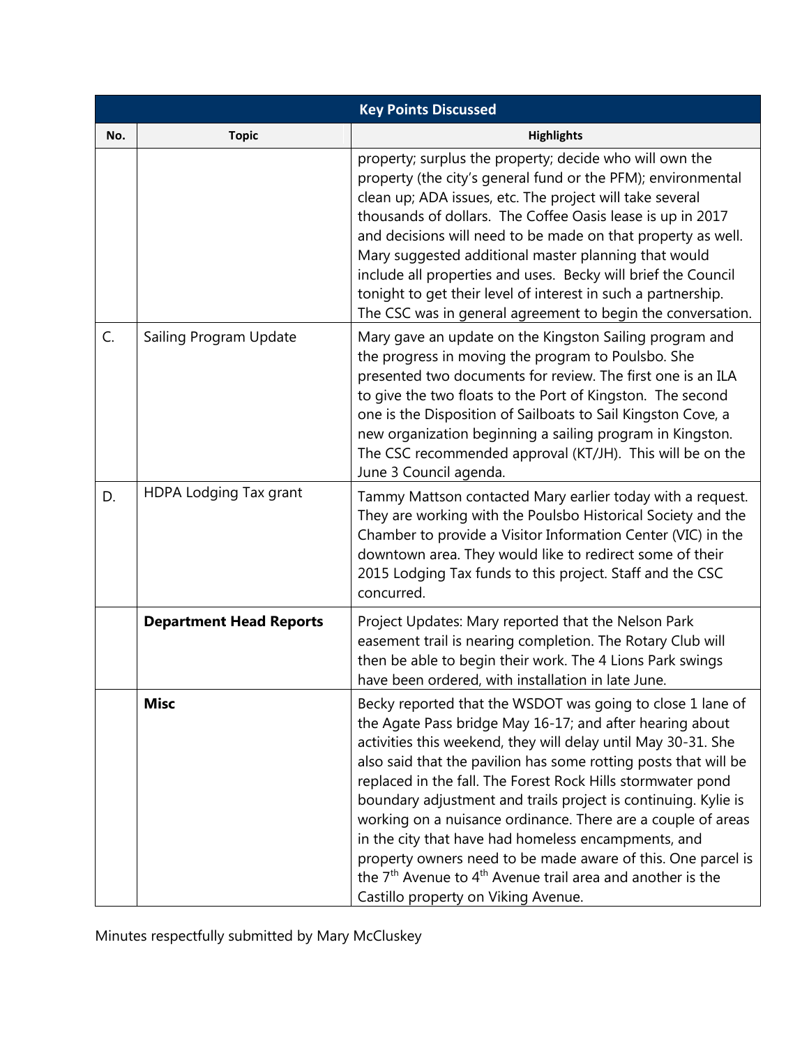| Key Points Discussed | | |
|---|---|---|
| **No.** | **Topic** | **Highlights** |
| | | property; surplus the property; decide who will own the property (the city's general fund or the PFM); environmental clean up; ADA issues, etc. The project will take several thousands of dollars. The Coffee Oasis lease is up in 2017 and decisions will need to be made on that property as well. Mary suggested additional master planning that would include all properties and uses. Becky will brief the Council tonight to get their level of interest in such a partnership. The CSC was in general agreement to begin the conversation. |
| C. | Sailing Program Update | Mary gave an update on the Kingston Sailing program and the progress in moving the program to Poulsbo. She presented two documents for review. The first one is an ILA to give the two floats to the Port of Kingston. The second one is the Disposition of Sailboats to Sail Kingston Cove, a new organization beginning a sailing program in Kingston. The CSC recommended approval (KT/JH). This will be on the June 3 Council agenda. |
| D. | HDPA Lodging Tax grant | Tammy Mattson contacted Mary earlier today with a request. They are working with the Poulsbo Historical Society and the Chamber to provide a Visitor Information Center (VIC) in the downtown area. They would like to redirect some of their 2015 Lodging Tax funds to this project. Staff and the CSC concurred. |
| | **Department Head Reports** | Project Updates: Mary reported that the Nelson Park easement trail is nearing completion. The Rotary Club will then be able to begin their work. The 4 Lions Park swings have been ordered, with installation in late June. |
| | **Misc** | Becky reported that the WSDOT was going to close 1 lane of the Agate Pass bridge May 16-17; and after hearing about activities this weekend, they will delay until May 30-31. She also said that the pavilion has some rotting posts that will be replaced in the fall. The Forest Rock Hills stormwater pond boundary adjustment and trails project is continuing. Kylie is working on a nuisance ordinance. There are a couple of areas in the city that have had homeless encampments, and property owners need to be made aware of this. One parcel is the 7th Avenue to 4th Avenue trail area and another is the Castillo property on Viking Avenue. |

Minutes respectfully submitted by Mary McCluskey